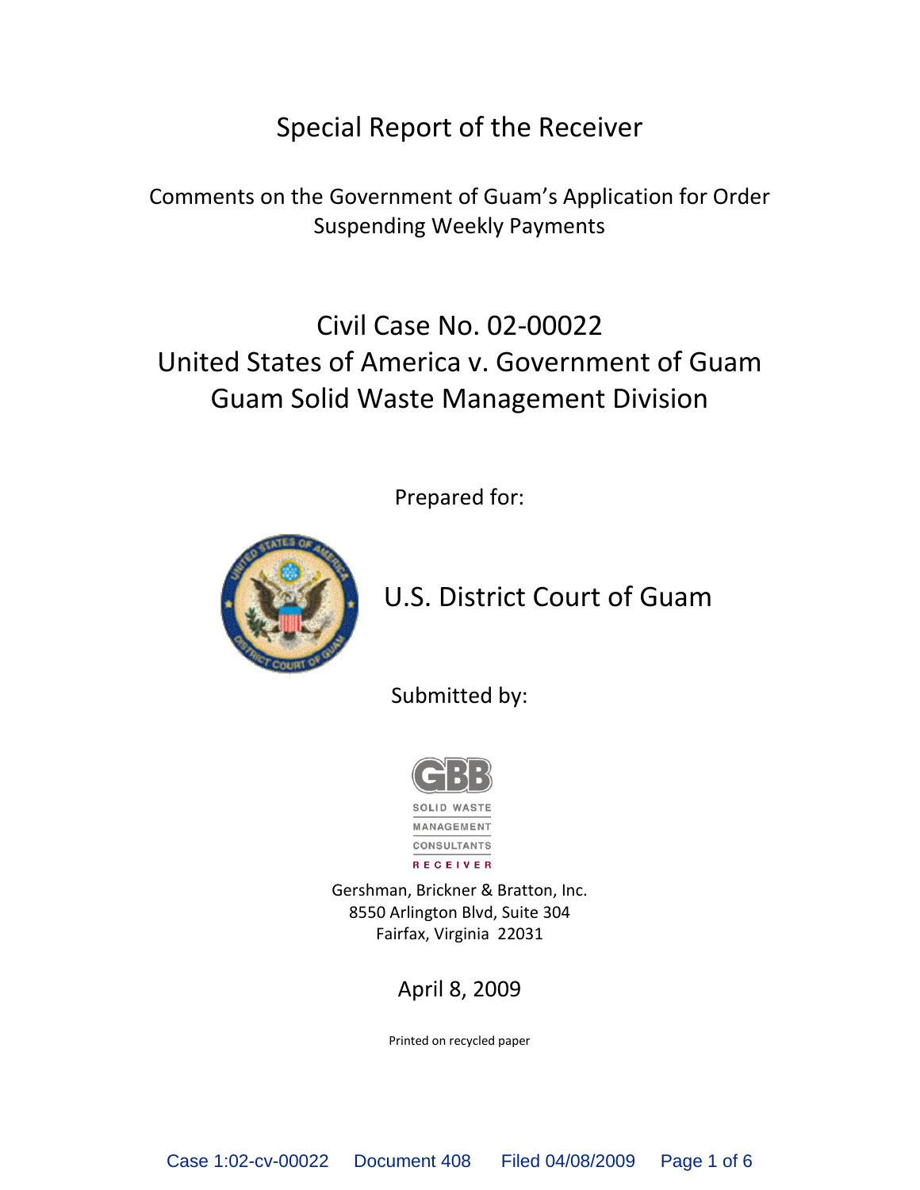# Special Report of the Receiver

Comments on the Government of Guam's Application for Order Suspending Weekly Payments

## Civil Case No. 02-00022
## United States of America v. Government of Guam
## Guam Solid Waste Management Division

Prepared for:

U.S. District Court of Guam

Submitted by:

GBB
SOLID WASTE
MANAGEMENT
CONSULTANTS
RECEIVER

Gershman, Brickner & Bratton, Inc.
8550 Arlington Blvd, Suite 304
Fairfax, Virginia 22031

April 8, 2009

Printed on recycled paper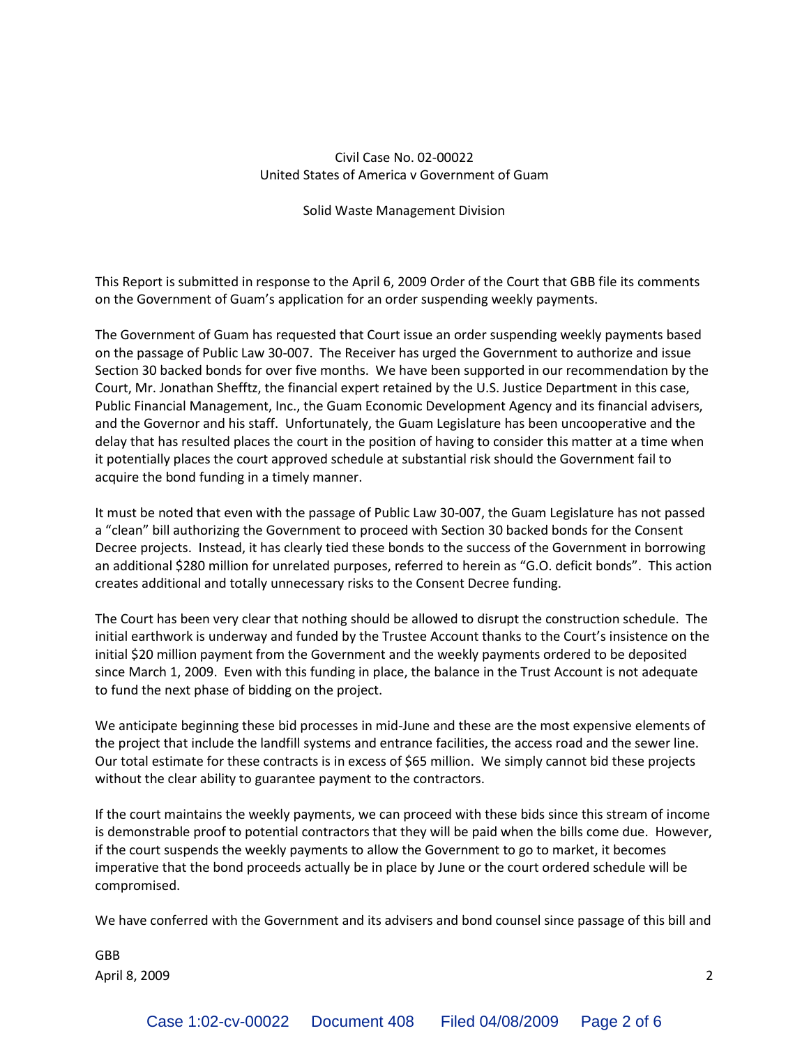Civil Case No. 02-00022
United States of America v Government of Guam

Solid Waste Management Division

This Report is submitted in response to the April 6, 2009 Order of the Court that GBB file its comments on the Government of Guam's application for an order suspending weekly payments.

The Government of Guam has requested that Court issue an order suspending weekly payments based on the passage of Public Law 30-007. The Receiver has urged the Government to authorize and issue Section 30 backed bonds for over five months. We have been supported in our recommendation by the Court, Mr. Jonathan Shefftz, the financial expert retained by the U.S. Justice Department in this case, Public Financial Management, Inc., the Guam Economic Development Agency and its financial advisers, and the Governor and his staff. Unfortunately, the Guam Legislature has been uncooperative and the delay that has resulted places the court in the position of having to consider this matter at a time when it potentially places the court approved schedule at substantial risk should the Government fail to acquire the bond funding in a timely manner.

It must be noted that even with the passage of Public Law 30-007, the Guam Legislature has not passed a "clean" bill authorizing the Government to proceed with Section 30 backed bonds for the Consent Decree projects. Instead, it has clearly tied these bonds to the success of the Government in borrowing an additional $280 million for unrelated purposes, referred to herein as "G.O. deficit bonds". This action creates additional and totally unnecessary risks to the Consent Decree funding.

The Court has been very clear that nothing should be allowed to disrupt the construction schedule. The initial earthwork is underway and funded by the Trustee Account thanks to the Court's insistence on the initial $20 million payment from the Government and the weekly payments ordered to be deposited since March 1, 2009. Even with this funding in place, the balance in the Trust Account is not adequate to fund the next phase of bidding on the project.

We anticipate beginning these bid processes in mid-June and these are the most expensive elements of the project that include the landfill systems and entrance facilities, the access road and the sewer line. Our total estimate for these contracts is in excess of $65 million. We simply cannot bid these projects without the clear ability to guarantee payment to the contractors.

If the court maintains the weekly payments, we can proceed with these bids since this stream of income is demonstrable proof to potential contractors that they will be paid when the bills come due. However, if the court suspends the weekly payments to allow the Government to go to market, it becomes imperative that the bond proceeds actually be in place by June or the court ordered schedule will be compromised.

We have conferred with the Government and its advisers and bond counsel since passage of this bill and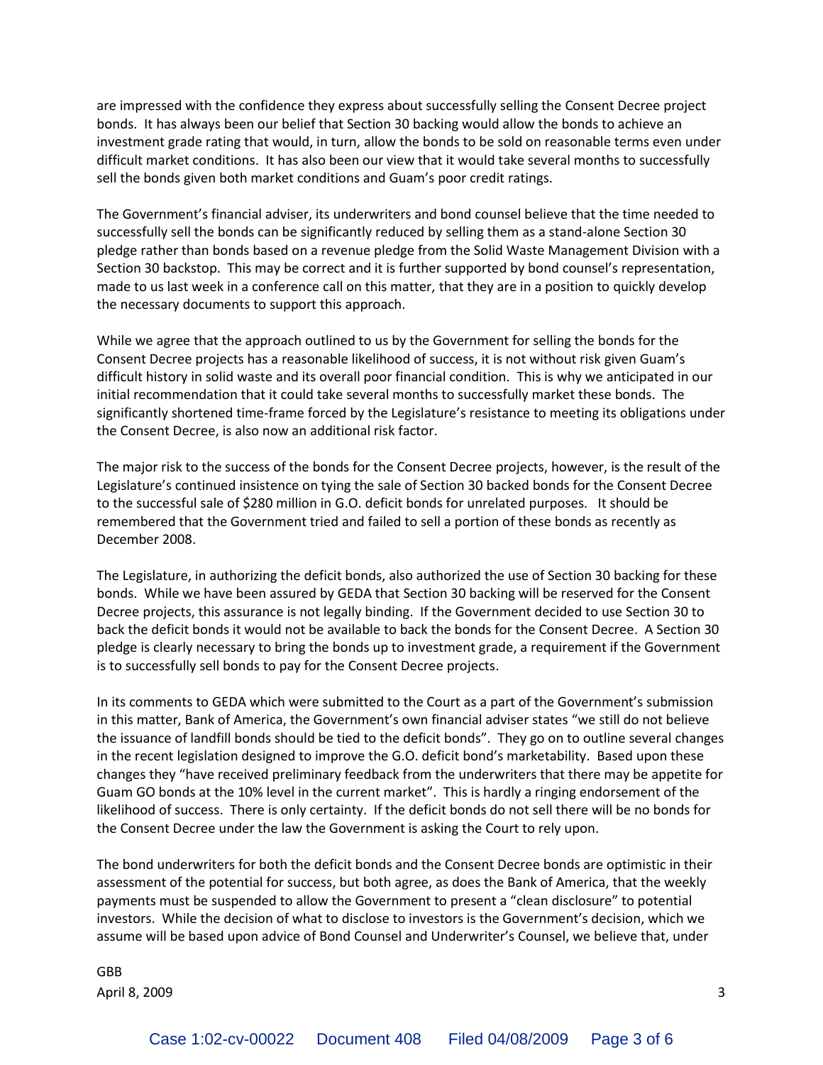are impressed with the confidence they express about successfully selling the Consent Decree project bonds. It has always been our belief that Section 30 backing would allow the bonds to achieve an investment grade rating that would, in turn, allow the bonds to be sold on reasonable terms even under difficult market conditions. It has also been our view that it would take several months to successfully sell the bonds given both market conditions and Guam's poor credit ratings.

The Government's financial adviser, its underwriters and bond counsel believe that the time needed to successfully sell the bonds can be significantly reduced by selling them as a stand-alone Section 30 pledge rather than bonds based on a revenue pledge from the Solid Waste Management Division with a Section 30 backstop. This may be correct and it is further supported by bond counsel's representation, made to us last week in a conference call on this matter, that they are in a position to quickly develop the necessary documents to support this approach.

While we agree that the approach outlined to us by the Government for selling the bonds for the Consent Decree projects has a reasonable likelihood of success, it is not without risk given Guam's difficult history in solid waste and its overall poor financial condition. This is why we anticipated in our initial recommendation that it could take several months to successfully market these bonds. The significantly shortened time-frame forced by the Legislature's resistance to meeting its obligations under the Consent Decree, is also now an additional risk factor.

The major risk to the success of the bonds for the Consent Decree projects, however, is the result of the Legislature's continued insistence on tying the sale of Section 30 backed bonds for the Consent Decree to the successful sale of $280 million in G.O. deficit bonds for unrelated purposes. It should be remembered that the Government tried and failed to sell a portion of these bonds as recently as December 2008.

The Legislature, in authorizing the deficit bonds, also authorized the use of Section 30 backing for these bonds. While we have been assured by GEDA that Section 30 backing will be reserved for the Consent Decree projects, this assurance is not legally binding. If the Government decided to use Section 30 to back the deficit bonds it would not be available to back the bonds for the Consent Decree. A Section 30 pledge is clearly necessary to bring the bonds up to investment grade, a requirement if the Government is to successfully sell bonds to pay for the Consent Decree projects.

In its comments to GEDA which were submitted to the Court as a part of the Government's submission in this matter, Bank of America, the Government's own financial adviser states "we still do not believe the issuance of landfill bonds should be tied to the deficit bonds". They go on to outline several changes in the recent legislation designed to improve the G.O. deficit bond's marketability. Based upon these changes they "have received preliminary feedback from the underwriters that there may be appetite for Guam GO bonds at the 10% level in the current market". This is hardly a ringing endorsement of the likelihood of success. There is only certainty. If the deficit bonds do not sell there will be no bonds for the Consent Decree under the law the Government is asking the Court to rely upon.

The bond underwriters for both the deficit bonds and the Consent Decree bonds are optimistic in their assessment of the potential for success, but both agree, as does the Bank of America, that the weekly payments must be suspended to allow the Government to present a "clean disclosure" to potential investors. While the decision of what to disclose to investors is the Government's decision, which we assume will be based upon advice of Bond Counsel and Underwriter's Counsel, we believe that, under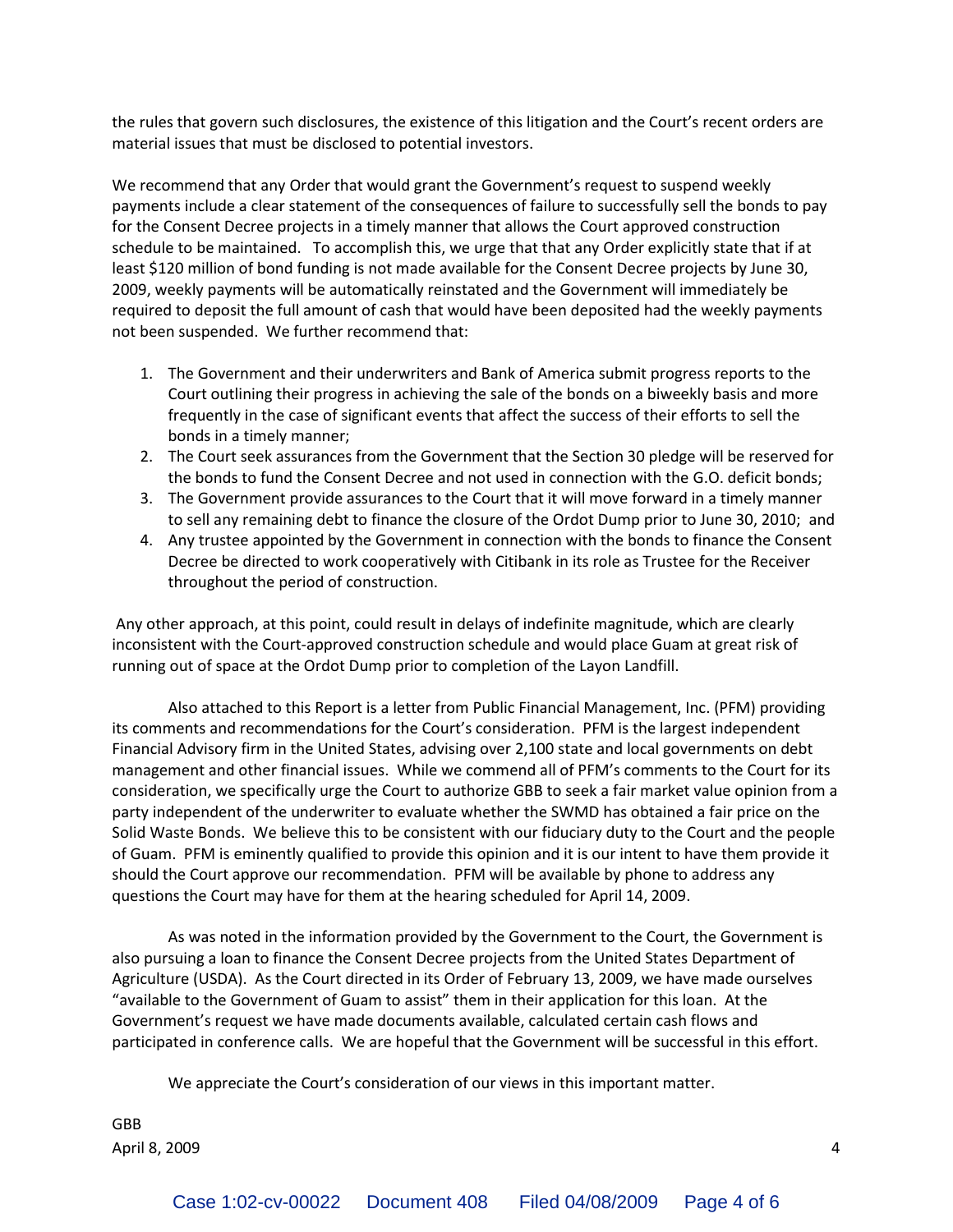the rules that govern such disclosures, the existence of this litigation and the Court's recent orders are material issues that must be disclosed to potential investors.

We recommend that any Order that would grant the Government's request to suspend weekly payments include a clear statement of the consequences of failure to successfully sell the bonds to pay for the Consent Decree projects in a timely manner that allows the Court approved construction schedule to be maintained. To accomplish this, we urge that that any Order explicitly state that if at least $120 million of bond funding is not made available for the Consent Decree projects by June 30, 2009, weekly payments will be automatically reinstated and the Government will immediately be required to deposit the full amount of cash that would have been deposited had the weekly payments not been suspended. We further recommend that:

1. The Government and their underwriters and Bank of America submit progress reports to the Court outlining their progress in achieving the sale of the bonds on a biweekly basis and more frequently in the case of significant events that affect the success of their efforts to sell the bonds in a timely manner;
2. The Court seek assurances from the Government that the Section 30 pledge will be reserved for the bonds to fund the Consent Decree and not used in connection with the G.O. deficit bonds;
3. The Government provide assurances to the Court that it will move forward in a timely manner to sell any remaining debt to finance the closure of the Ordot Dump prior to June 30, 2010; and
4. Any trustee appointed by the Government in connection with the bonds to finance the Consent Decree be directed to work cooperatively with Citibank in its role as Trustee for the Receiver throughout the period of construction.

Any other approach, at this point, could result in delays of indefinite magnitude, which are clearly inconsistent with the Court-approved construction schedule and would place Guam at great risk of running out of space at the Ordot Dump prior to completion of the Layon Landfill.

Also attached to this Report is a letter from Public Financial Management, Inc. (PFM) providing its comments and recommendations for the Court's consideration. PFM is the largest independent Financial Advisory firm in the United States, advising over 2,100 state and local governments on debt management and other financial issues. While we commend all of PFM's comments to the Court for its consideration, we specifically urge the Court to authorize GBB to seek a fair market value opinion from a party independent of the underwriter to evaluate whether the SWMD has obtained a fair price on the Solid Waste Bonds. We believe this to be consistent with our fiduciary duty to the Court and the people of Guam. PFM is eminently qualified to provide this opinion and it is our intent to have them provide it should the Court approve our recommendation. PFM will be available by phone to address any questions the Court may have for them at the hearing scheduled for April 14, 2009.

As was noted in the information provided by the Government to the Court, the Government is also pursuing a loan to finance the Consent Decree projects from the United States Department of Agriculture (USDA). As the Court directed in its Order of February 13, 2009, we have made ourselves "available to the Government of Guam to assist" them in their application for this loan. At the Government's request we have made documents available, calculated certain cash flows and participated in conference calls. We are hopeful that the Government will be successful in this effort.

We appreciate the Court's consideration of our views in this important matter.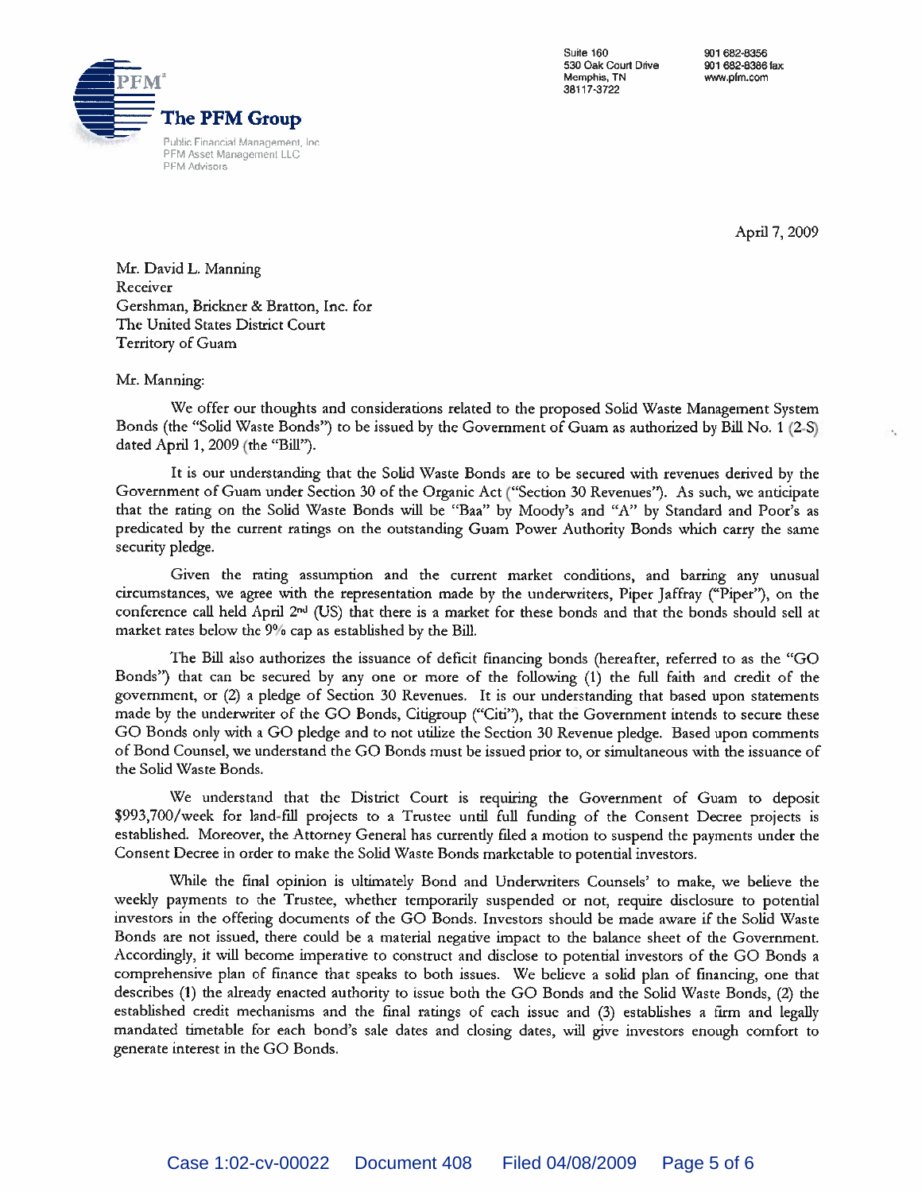**The PFM Group**

Public Financial Management, Inc.
PFM Asset Management LLC
PFM Advisors

Suite 160
530 Oak Court Drive
Memphis, TN
38117-3722

901 682-8356
901 682-8386 fax
www.pfm.com

April 7, 2009

Mr. David L. Manning
Receiver
Gershman, Brickner & Bratton, Inc. for
The United States District Court
Territory of Guam

Mr. Manning:

We offer our thoughts and considerations related to the proposed Solid Waste Management System Bonds (the "Solid Waste Bonds") to be issued by the Government of Guam as authorized by Bill No. 1 (2-S) dated April 1, 2009 (the "Bill").

It is our understanding that the Solid Waste Bonds are to be secured with revenues derived by the Government of Guam under Section 30 of the Organic Act ("Section 30 Revenues"). As such, we anticipate that the rating on the Solid Waste Bonds will be "Baa" by Moody's and "A" by Standard and Poor's as predicated by the current ratings on the outstanding Guam Power Authority Bonds which carry the same security pledge.

Given the rating assumption and the current market conditions, and barring any unusual circumstances, we agree with the representation made by the underwriters, Piper Jaffray ("Piper"), on the conference call held April 2nd (US) that there is a market for these bonds and that the bonds should sell at market rates below the 9% cap as established by the Bill.

The Bill also authorizes the issuance of deficit financing bonds (hereafter, referred to as the "GO Bonds") that can be secured by any one or more of the following (1) the full faith and credit of the government, or (2) a pledge of Section 30 Revenues. It is our understanding that based upon statements made by the underwriter of the GO Bonds, Citigroup ("Citi"), that the Government intends to secure these GO Bonds only with a GO pledge and to not utilize the Section 30 Revenue pledge. Based upon comments of Bond Counsel, we understand the GO Bonds must be issued prior to, or simultaneous with the issuance of the Solid Waste Bonds.

We understand that the District Court is requiring the Government of Guam to deposit $993,700/week for land-fill projects to a Trustee until full funding of the Consent Decree projects is established. Moreover, the Attorney General has currently filed a motion to suspend the payments under the Consent Decree in order to make the Solid Waste Bonds marketable to potential investors.

While the final opinion is ultimately Bond and Underwriters Counsels' to make, we believe the weekly payments to the Trustee, whether temporarily suspended or not, require disclosure to potential investors in the offering documents of the GO Bonds. Investors should be made aware if the Solid Waste Bonds are not issued, there could be a material negative impact to the balance sheet of the Government. Accordingly, it will become imperative to construct and disclose to potential investors of the GO Bonds a comprehensive plan of finance that speaks to both issues. We believe a solid plan of financing, one that describes (1) the already enacted authority to issue both the GO Bonds and the Solid Waste Bonds, (2) the established credit mechanisms and the final ratings of each issue and (3) establishes a firm and legally mandated timetable for each bond's sale dates and closing dates, will give investors enough comfort to generate interest in the GO Bonds.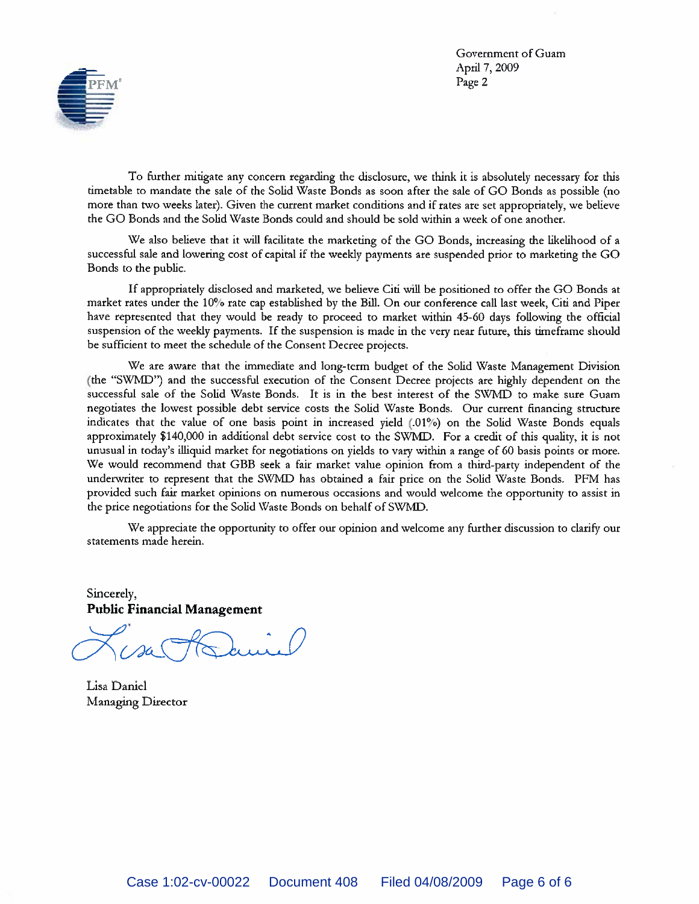To further mitigate any concern regarding the disclosure, we think it is absolutely necessary for this timetable to mandate the sale of the Solid Waste Bonds as soon after the sale of GO Bonds as possible (no more than two weeks later). Given the current market conditions and if rates are set appropriately, we believe the GO Bonds and the Solid Waste Bonds could and should be sold within a week of one another.

We also believe that it will facilitate the marketing of the GO Bonds, increasing the likelihood of a successful sale and lowering cost of capital if the weekly payments are suspended prior to marketing the GO Bonds to the public.

If appropriately disclosed and marketed, we believe Citi will be positioned to offer the GO Bonds at market rates under the 10% rate cap established by the Bill. On our conference call last week, Citi and Piper have represented that they would be ready to proceed to market within 45-60 days following the official suspension of the weekly payments. If the suspension is made in the very near future, this timeframe should be sufficient to meet the schedule of the Consent Decree projects.

We are aware that the immediate and long-term budget of the Solid Waste Management Division (the "SWMD") and the successful execution of the Consent Decree projects are highly dependent on the successful sale of the Solid Waste Bonds. It is in the best interest of the SWMD to make sure Guam negotiates the lowest possible debt service costs the Solid Waste Bonds. Our current financing structure indicates that the value of one basis point in increased yield (.01%) on the Solid Waste Bonds equals approximately $140,000 in additional debt service cost to the SWMD. For a credit of this quality, it is not unusual in today's illiquid market for negotiations on yields to vary within a range of 60 basis points or more. We would recommend that GBB seek a fair market value opinion from a third-party independent of the underwriter to represent that the SWMD has obtained a fair price on the Solid Waste Bonds. PFM has provided such fair market opinions on numerous occasions and would welcome the opportunity to assist in the price negotiations for the Solid Waste Bonds on behalf of SWMD.

We appreciate the opportunity to offer our opinion and welcome any further discussion to clarify our statements made herein.

Sincerely,
**Public Financial Management**

Lisa Daniel
Managing Director